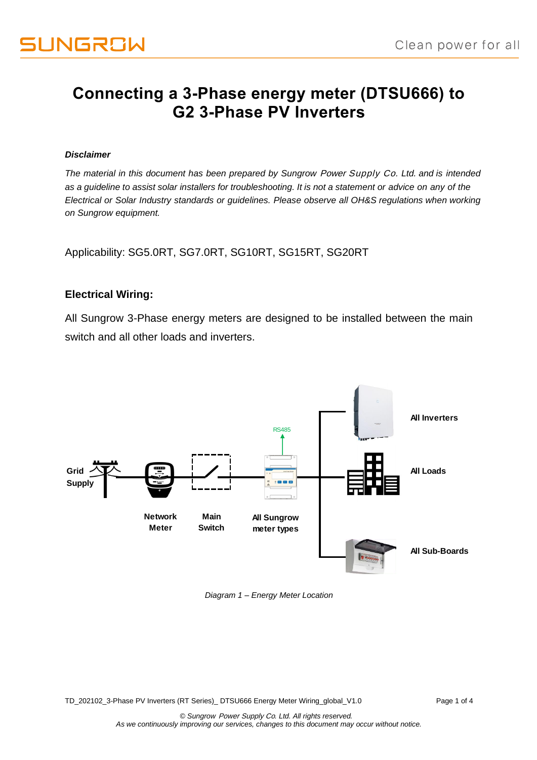# Connecting a 3-Phase energy meter (DTSU666) to G2 3-Phase PV Inverters

***Disclaimer***

*The material in this document has been prepared by Sungrow Power Supply Co. Ltd. and is intended as a guideline to assist solar installers for troubleshooting. It is not a statement or advice on any of the Electrical or Solar Industry standards or guidelines. Please observe all OH&S regulations when working on Sungrow equipment.*

Applicability: SG5.0RT, SG7.0RT, SG10RT, SG15RT, SG20RT

## Electrical Wiring:

All Sungrow 3-Phase energy meters are designed to be installed between the main switch and all other loads and inverters.

RS485

Grid Supply

Network Meter

Main Switch

All Sungrow meter types

All Inverters

All Loads

All Sub-Boards

*Diagram 1 – Energy Meter Location*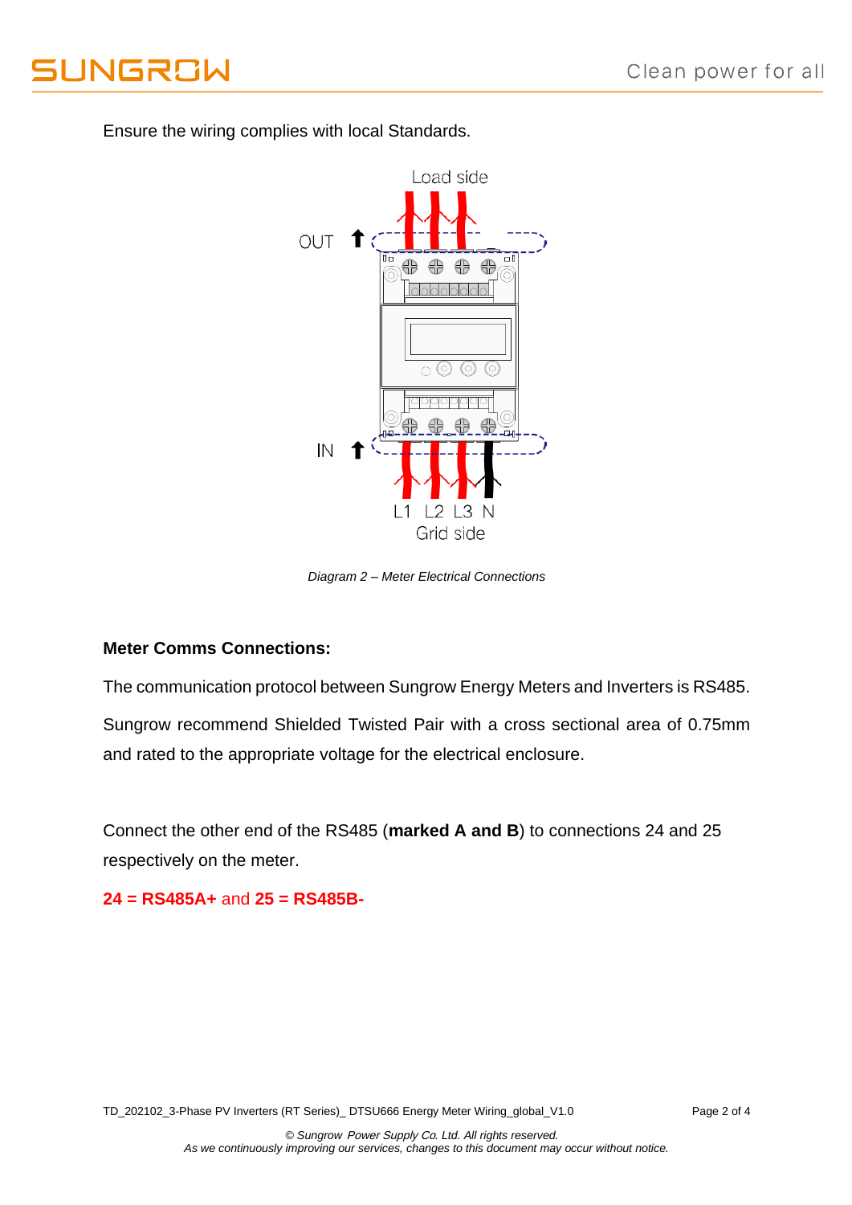Ensure the wiring complies with local Standards.

*Diagram 2 – Meter Electrical Connections*

**Meter Comms Connections:**

The communication protocol between Sungrow Energy Meters and Inverters is RS485.

Sungrow recommend Shielded Twisted Pair with a cross sectional area of 0.75mm and rated to the appropriate voltage for the electrical enclosure.

Connect the other end of the RS485 (**marked A and B**) to connections 24 and 25 respectively on the meter.

**24 = RS485A+** and **25 = RS485B-**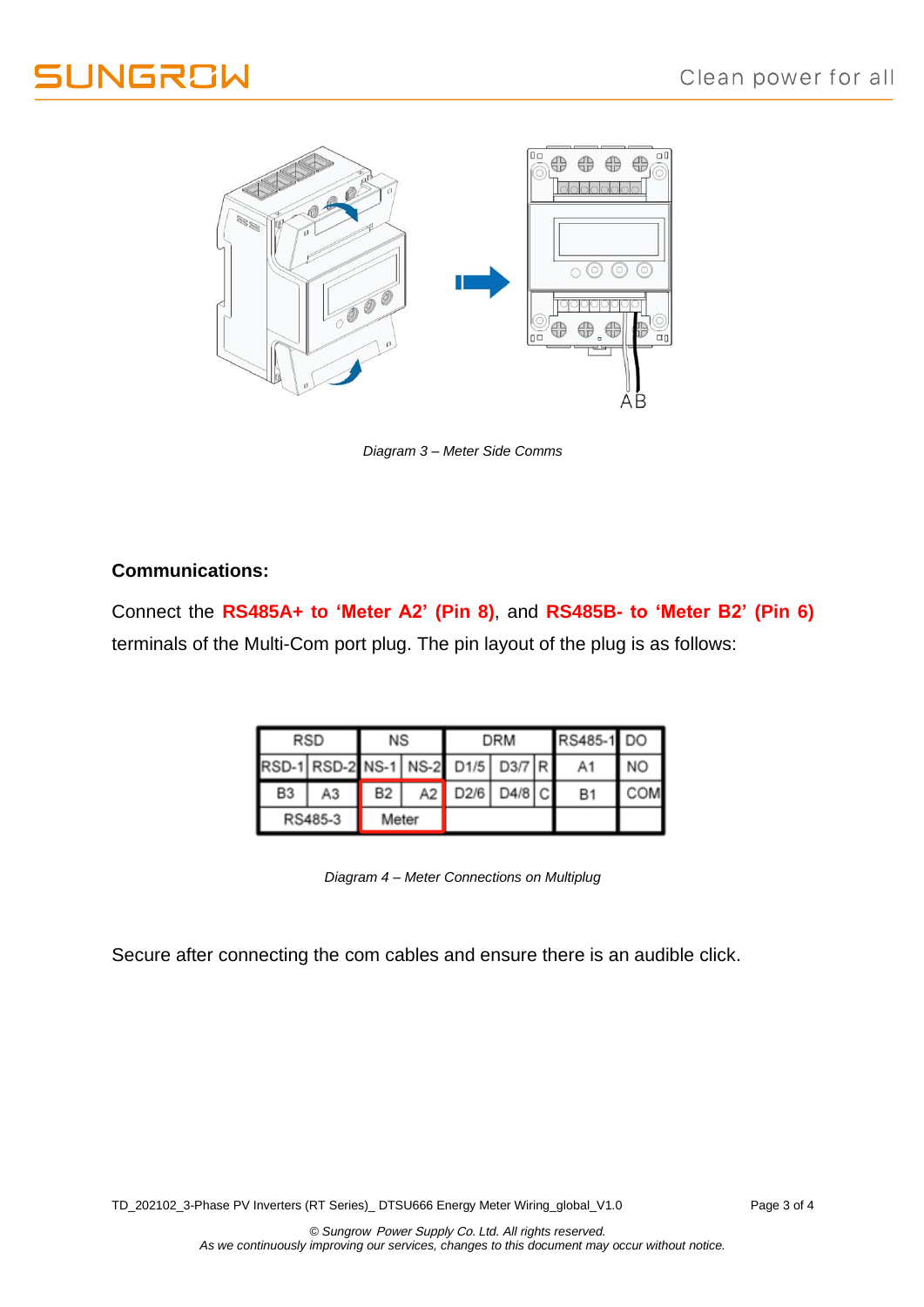Diagram 3 – Meter Side Comms

**Communications:**

Connect the **RS485A+ to 'Meter A2' (Pin 8)**, and **RS485B- to 'Meter B2' (Pin 6)** terminals of the Multi-Com port plug. The pin layout of the plug is as follows:

| RSD | | NS | | DRM | | | RS485-1 | DO |
|---|---|---|---|---|---|---|---|---|
| RSD-1 | RSD-2 | NS-1 | NS-2 | D1/5 | D3/7 | R | A1 | NO |
| B3 | A3 | B2 | A2 | D2/6 | D4/8 | C | B1 | COM |
| RS485-3 | | Meter | | | | | | |

Diagram 4 – Meter Connections on Multiplug

Secure after connecting the com cables and ensure there is an audible click.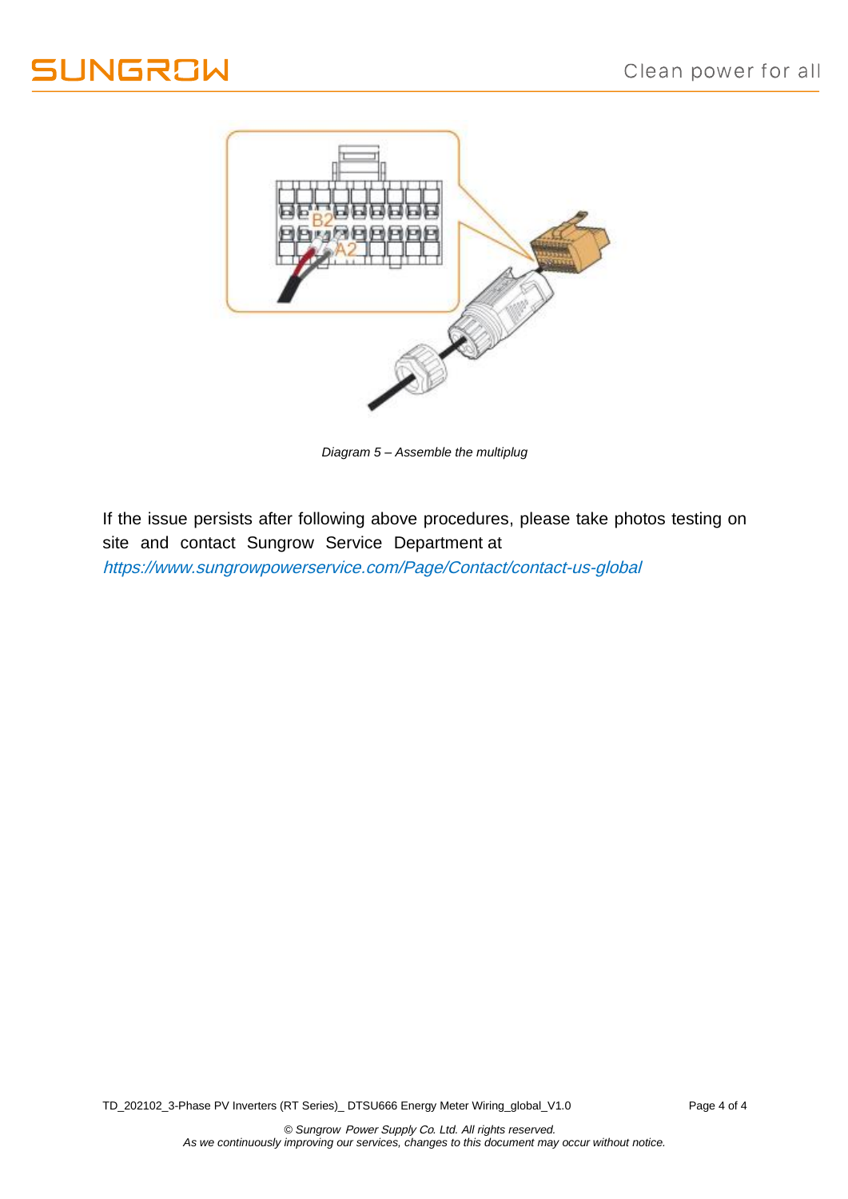B2

A2

*Diagram 5 – Assemble the multiplug*

If the issue persists after following above procedures, please take photos testing on site and contact Sungrow Service Department at *https://www.sungrowpowerservice.com/Page/Contact/contact-us-global*

TD_202102_3-Phase PV Inverters (RT Series)_ DTSU666 Energy Meter Wiring_global_V1.0

*© Sungrow Power Supply Co. Ltd. All rights reserved.*
*As we continuously improving our services, changes to this document may occur without notice.*